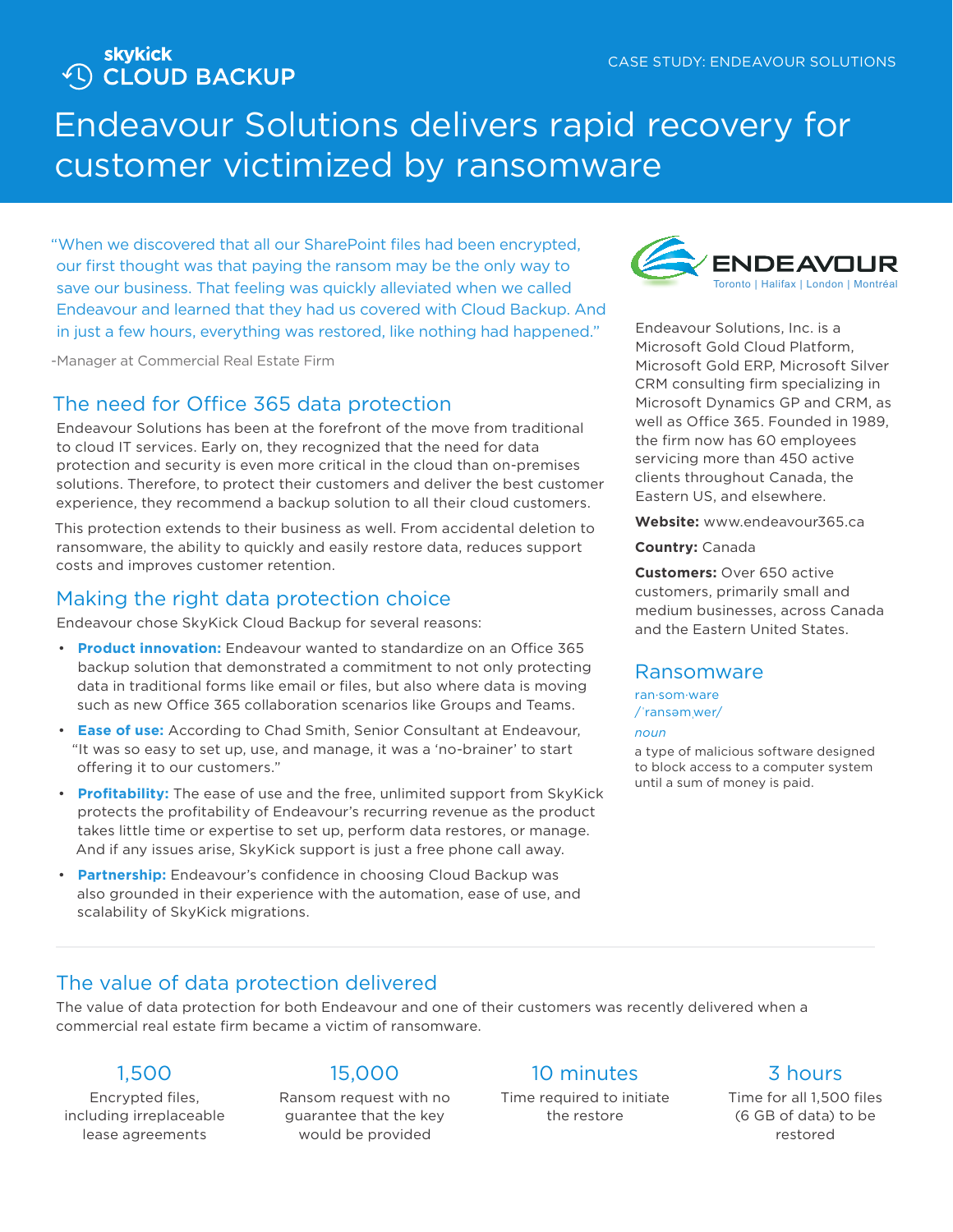skykick CLOUD BACKUP

CASE STUDY: ENDEAVOUR SOLUTIONS

# Endeavour Solutions delivers rapid recovery for customer victimized by ransomware

"When we discovered that all our SharePoint files had been encrypted, our first thought was that paying the ransom may be the only way to save our business. That feeling was quickly alleviated when we called Endeavour and learned that they had us covered with Cloud Backup. And in just a few hours, everything was restored, like nothing had happened."

-Manager at Commercial Real Estate Firm

## The need for Office 365 data protection

Endeavour Solutions has been at the forefront of the move from traditional to cloud IT services. Early on, they recognized that the need for data protection and security is even more critical in the cloud than on-premises solutions. Therefore, to protect their customers and deliver the best customer experience, they recommend a backup solution to all their cloud customers.

This protection extends to their business as well. From accidental deletion to ransomware, the ability to quickly and easily restore data, reduces support costs and improves customer retention.

## Making the right data protection choice

Endeavour chose SkyKick Cloud Backup for several reasons:

- **Product innovation:** Endeavour wanted to standardize on an Office 365 backup solution that demonstrated a commitment to not only protecting data in traditional forms like email or files, but also where data is moving such as new Office 365 collaboration scenarios like Groups and Teams.
- **Ease of use:** According to Chad Smith, Senior Consultant at Endeavour, "It was so easy to set up, use, and manage, it was a 'no-brainer' to start offering it to our customers."
- **Profitability:** The ease of use and the free, unlimited support from SkyKick protects the profitability of Endeavour's recurring revenue as the product takes little time or expertise to set up, perform data restores, or manage. And if any issues arise, SkyKick support is just a free phone call away.
- **Partnership:** Endeavour's confidence in choosing Cloud Backup was also grounded in their experience with the automation, ease of use, and scalability of SkyKick migrations.

ENDEAVOUR

Toronto | Halifax | London | Montréal

Endeavour Solutions, Inc. is a Microsoft Gold Cloud Platform, Microsoft Gold ERP, Microsoft Silver CRM consulting firm specializing in Microsoft Dynamics GP and CRM, as well as Office 365. Founded in 1989, the firm now has 60 employees servicing more than 450 active clients throughout Canada, the Eastern US, and elsewhere.

**Website:** www.endeavour365.ca

**Country:** Canada

**Customers:** Over 650 active customers, primarily small and medium businesses, across Canada and the Eastern United States.

## Ransomware

ran·som·ware
/ˈransəmˌwer/

*noun*

a type of malicious software designed to block access to a computer system until a sum of money is paid.

## The value of data protection delivered

The value of data protection for both Endeavour and one of their customers was recently delivered when a commercial real estate firm became a victim of ransomware.

**1,500**
Encrypted files, including irreplaceable lease agreements

**15,000**
Ransom request with no guarantee that the key would be provided

**10 minutes**
Time required to initiate the restore

**3 hours**
Time for all 1,500 files (6 GB of data) to be restored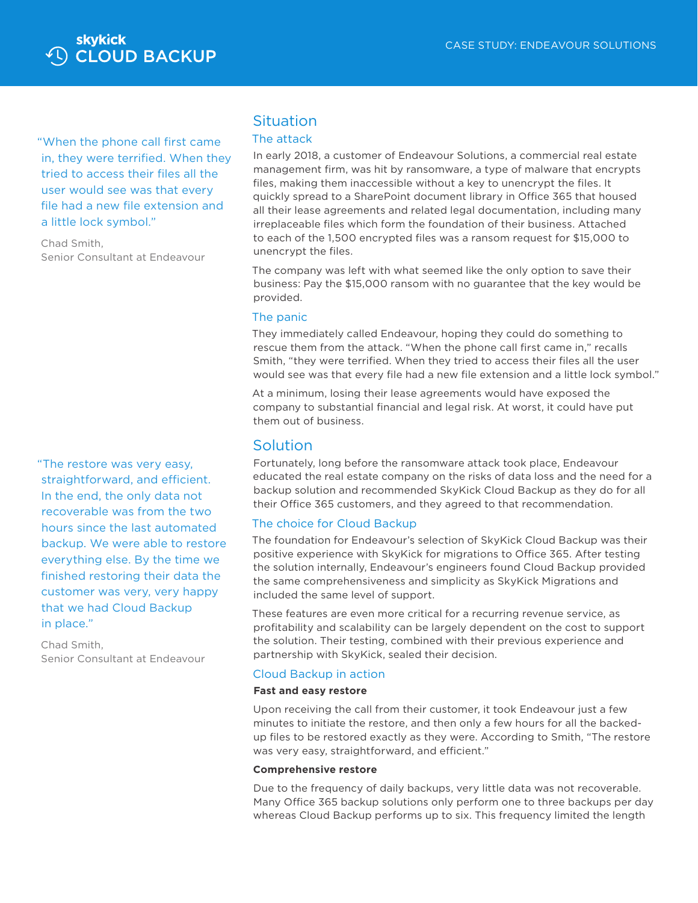## Situation

### The attack

In early 2018, a customer of Endeavour Solutions, a commercial real estate management firm, was hit by ransomware, a type of malware that encrypts files, making them inaccessible without a key to unencrypt the files. It quickly spread to a SharePoint document library in Office 365 that housed all their lease agreements and related legal documentation, including many irreplaceable files which form the foundation of their business. Attached to each of the 1,500 encrypted files was a ransom request for $15,000 to unencrypt the files.

The company was left with what seemed like the only option to save their business: Pay the $15,000 ransom with no guarantee that the key would be provided.

### The panic

They immediately called Endeavour, hoping they could do something to rescue them from the attack. "When the phone call first came in," recalls Smith, "they were terrified. When they tried to access their files all the user would see was that every file had a new file extension and a little lock symbol."

> "When the phone call first came in, they were terrified. When they tried to access their files all the user would see was that every file had a new file extension and a little lock symbol."
>
> Chad Smith,
> Senior Consultant at Endeavour

At a minimum, losing their lease agreements would have exposed the company to substantial financial and legal risk. At worst, it could have put them out of business.

## Solution

Fortunately, long before the ransomware attack took place, Endeavour educated the real estate company on the risks of data loss and the need for a backup solution and recommended SkyKick Cloud Backup as they do for all their Office 365 customers, and they agreed to that recommendation.

### The choice for Cloud Backup

The foundation for Endeavour's selection of SkyKick Cloud Backup was their positive experience with SkyKick for migrations to Office 365. After testing the solution internally, Endeavour's engineers found Cloud Backup provided the same comprehensiveness and simplicity as SkyKick Migrations and included the same level of support.

These features are even more critical for a recurring revenue service, as profitability and scalability can be largely dependent on the cost to support the solution. Their testing, combined with their previous experience and partnership with SkyKick, sealed their decision.

### Cloud Backup in action

**Fast and easy restore**

Upon receiving the call from their customer, it took Endeavour just a few minutes to initiate the restore, and then only a few hours for all the backed-up files to be restored exactly as they were. According to Smith, "The restore was very easy, straightforward, and efficient."

> "The restore was very easy, straightforward, and efficient. In the end, the only data not recoverable was from the two hours since the last automated backup. We were able to restore everything else. By the time we finished restoring their data the customer was very, very happy that we had Cloud Backup in place."
>
> Chad Smith,
> Senior Consultant at Endeavour

**Comprehensive restore**

Due to the frequency of daily backups, very little data was not recoverable. Many Office 365 backup solutions only perform one to three backups per day whereas Cloud Backup performs up to six. This frequency limited the length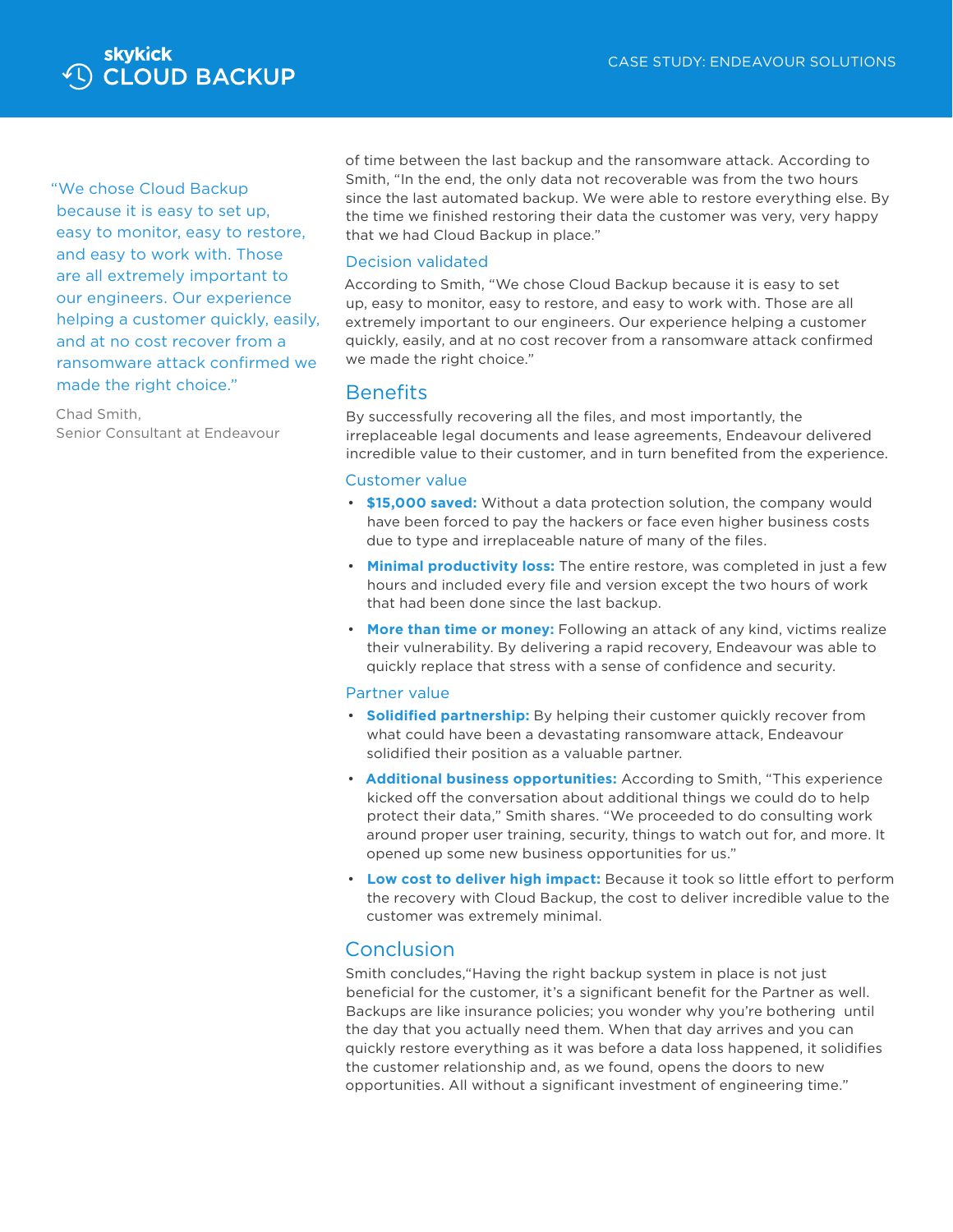> "We chose Cloud Backup because it is easy to set up, easy to monitor, easy to restore, and easy to work with. Those are all extremely important to our engineers. Our experience helping a customer quickly, easily, and at no cost recover from a ransomware attack confirmed we made the right choice."
>
> Chad Smith,
> Senior Consultant at Endeavour

of time between the last backup and the ransomware attack. According to Smith, "In the end, the only data not recoverable was from the two hours since the last automated backup. We were able to restore everything else. By the time we finished restoring their data the customer was very, very happy that we had Cloud Backup in place."

### Decision validated

According to Smith, "We chose Cloud Backup because it is easy to set up, easy to monitor, easy to restore, and easy to work with. Those are all extremely important to our engineers. Our experience helping a customer quickly, easily, and at no cost recover from a ransomware attack confirmed we made the right choice."

## Benefits

By successfully recovering all the files, and most importantly, the irreplaceable legal documents and lease agreements, Endeavour delivered incredible value to their customer, and in turn benefited from the experience.

### Customer value

- **$15,000 saved:** Without a data protection solution, the company would have been forced to pay the hackers or face even higher business costs due to type and irreplaceable nature of many of the files.
- **Minimal productivity loss:** The entire restore, was completed in just a few hours and included every file and version except the two hours of work that had been done since the last backup.
- **More than time or money:** Following an attack of any kind, victims realize their vulnerability. By delivering a rapid recovery, Endeavour was able to quickly replace that stress with a sense of confidence and security.

### Partner value

- **Solidified partnership:** By helping their customer quickly recover from what could have been a devastating ransomware attack, Endeavour solidified their position as a valuable partner.
- **Additional business opportunities:** According to Smith, "This experience kicked off the conversation about additional things we could do to help protect their data," Smith shares. "We proceeded to do consulting work around proper user training, security, things to watch out for, and more. It opened up some new business opportunities for us."
- **Low cost to deliver high impact:** Because it took so little effort to perform the recovery with Cloud Backup, the cost to deliver incredible value to the customer was extremely minimal.

## Conclusion

Smith concludes,"Having the right backup system in place is not just beneficial for the customer, it's a significant benefit for the Partner as well. Backups are like insurance policies; you wonder why you're bothering until the day that you actually need them. When that day arrives and you can quickly restore everything as it was before a data loss happened, it solidifies the customer relationship and, as we found, opens the doors to new opportunities. All without a significant investment of engineering time."